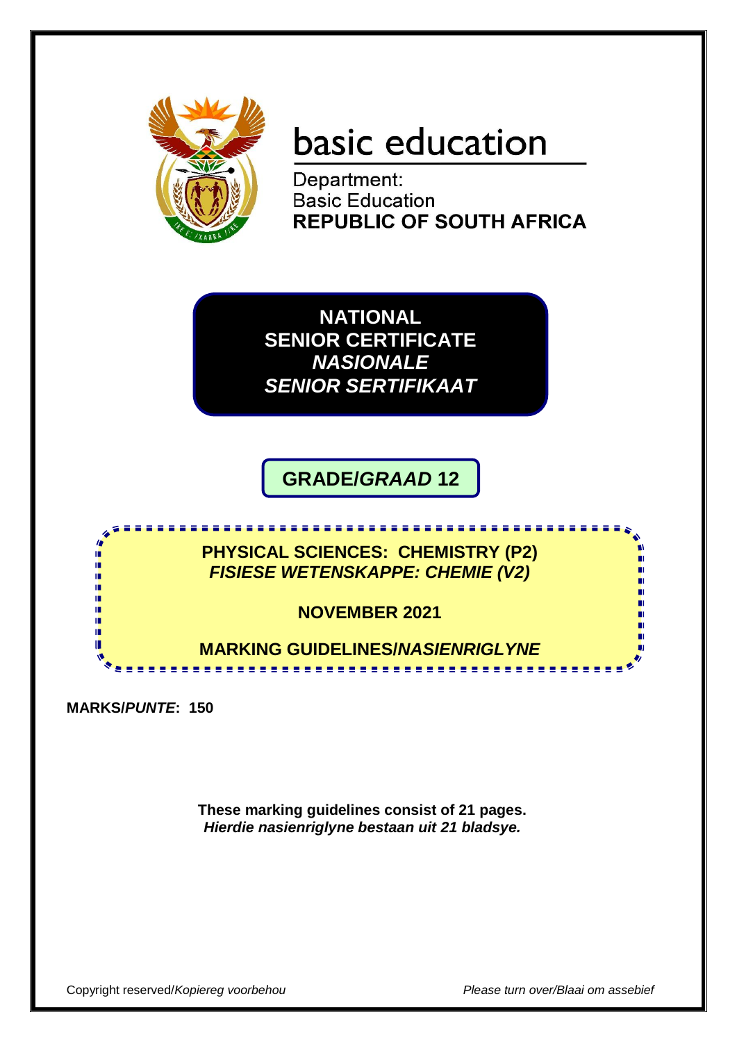basic education

Department:
Basic Education
**REPUBLIC OF SOUTH AFRICA**

**NATIONAL SENIOR CERTIFICATE**
***NASIONALE SENIOR SERTIFIKAAT***

**GRADE/*GRAAD* 12**

**PHYSICAL SCIENCES: CHEMISTRY (P2)**
***FISIESE WETENSKAPPE: CHEMIE (V2)***

**NOVEMBER 2021**

**MARKING GUIDELINES/*NASIENRIGLYNE***

**MARKS/*PUNTE*: 150**

**These marking guidelines consist of 21 pages.**
***Hierdie nasienriglyne bestaan uit 21 bladsye.***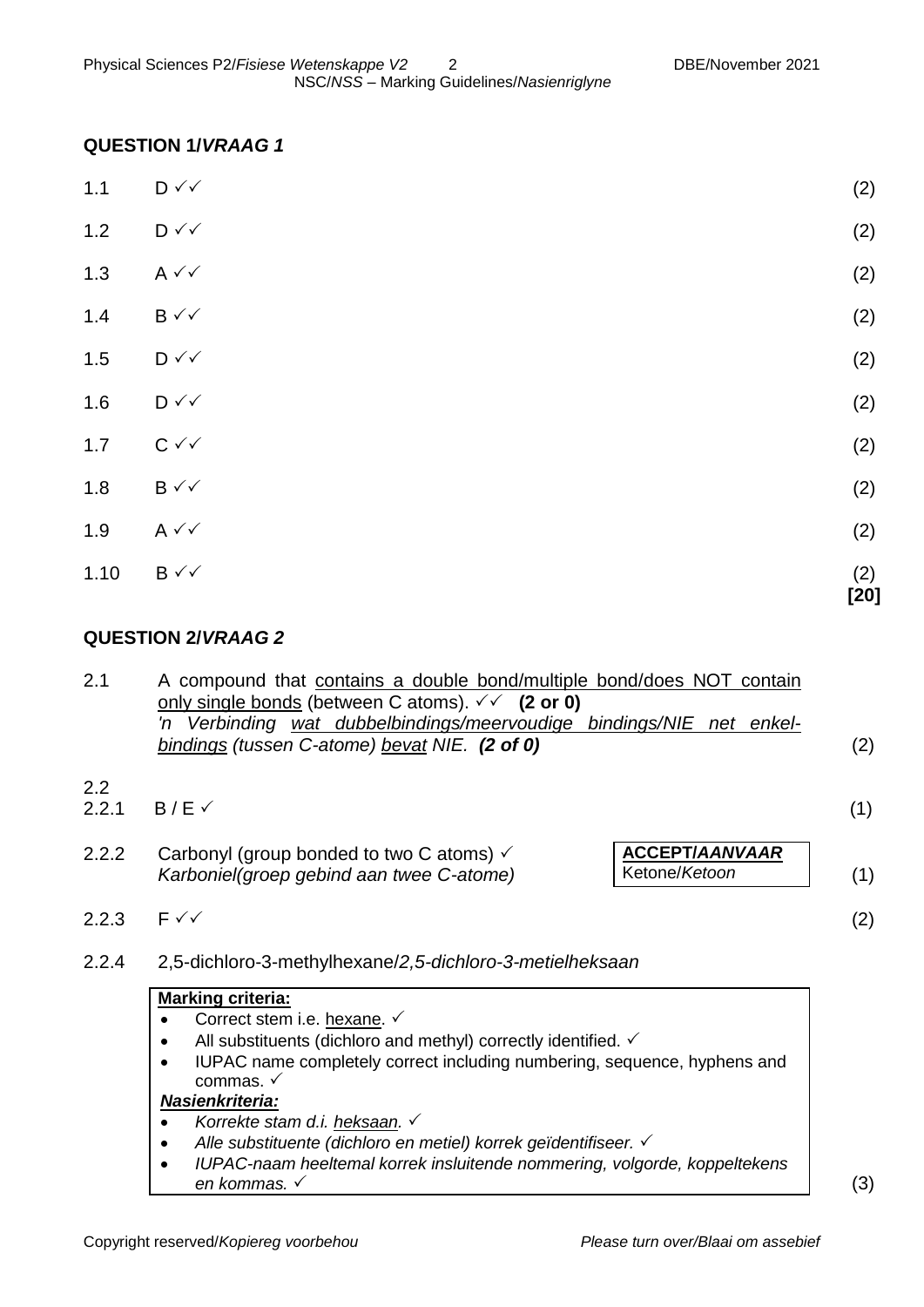## QUESTION 1/*VRAAG 1*

| | | |
|---|---|---|
| 1.1 | D ✓✓ | (2) |
| 1.2 | D ✓✓ | (2) |
| 1.3 | A ✓✓ | (2) |
| 1.4 | B ✓✓ | (2) |
| 1.5 | D ✓✓ | (2) |
| 1.6 | D ✓✓ | (2) |
| 1.7 | C ✓✓ | (2) |
| 1.8 | B ✓✓ | (2) |
| 1.9 | A ✓✓ | (2) |
| 1.10 | B ✓✓ | (2) **[20]** |

## QUESTION 2/*VRAAG 2*

2.1 A compound that <u>contains a double bond/multiple bond/does NOT contain only single bonds</u> (between C atoms). ✓✓ **(2 or 0)**
*'n Verbinding <u>wat dubbelbindings/meervoudige bindings/NIE net enkel-bindings</u> (tussen C-atome) <u>bevat</u> NIE.* ***(2 of 0)*** (2)

2.2

2.2.1 B / E ✓ (1)

2.2.2 Carbonyl (group bonded to two C atoms) ✓
*Karboniel(groep gebind aan twee C-atome)* (1)

| **ACCEPT/*AANVAAR*** |
|---|
| Ketone/*Ketoon* |

2.2.3 F ✓✓ (2)

2.2.4 2,5-dichloro-3-methylhexane/*2,5-dichloro-3-metielheksaan*

**Marking criteria:**
- Correct stem i.e. <u>hexane</u>. ✓
- All substituents (dichloro and methyl) correctly identified. ✓
- IUPAC name completely correct including numbering, sequence, hyphens and commas. ✓

***Nasienkriteria:***
- *Korrekte stam d.i. <u>heksaan</u>.* ✓
- *Alle substituente (dichloro en metiel) korrek geïdentifiseer.* ✓
- *IUPAC-naam heeltemal korrek insluitende nommering, volgorde, koppeltekens en kommas.* ✓

(3)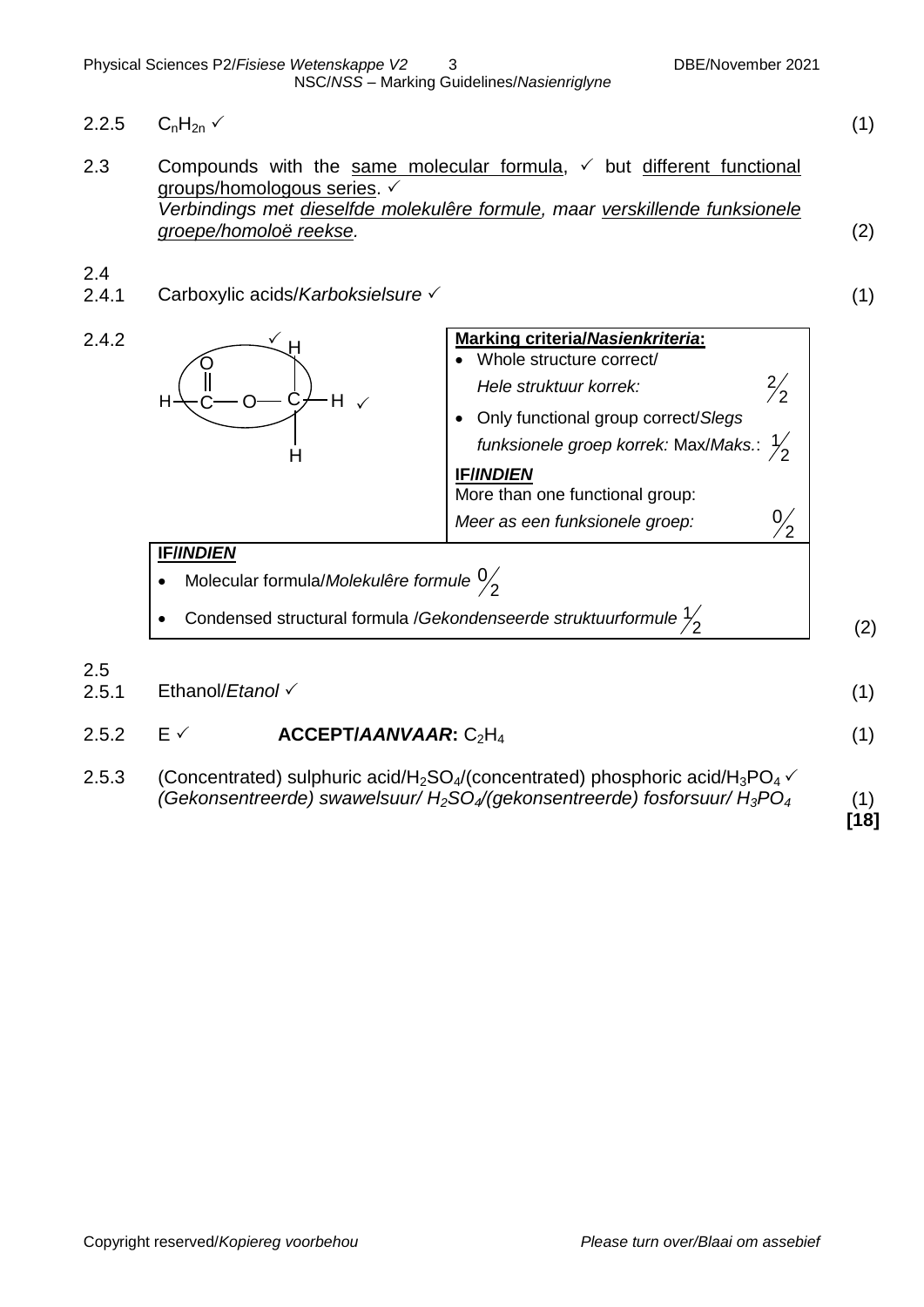2.2.5 $C_nH_{2n}$ ✓ (1)

2.3 Compounds with the same molecular formula, ✓ but different functional groups/homologous series. ✓
*Verbindings met dieselfde molekulêre formule, maar verskillende funksionele groepe/homoloë reekse.* (2)

2.4

2.4.1 Carboxylic acids/*Karboksielsure* ✓ (1)

2.4.2

```
          O        H
          ||       |
     H —  C — O —  C — H
                   |
                   H
```

(Functional group circled ✓; rest of structure ✓)

**Marking criteria/*Nasienkriteria*:**

- Whole structure correct/ *Hele struktuur korrek:* $\frac{2}{2}$
- Only functional group correct/*Slegs funksionele groep korrek:* Max/*Maks.*: $\frac{1}{2}$

**IF/*INDIEN***
More than one functional group:
*Meer as een funksionele groep:* $\frac{0}{2}$

**IF/*INDIEN***

- Molecular formula/*Molekulêre formule* $\frac{0}{2}$
- Condensed structural formula /*Gekondenseerde struktuurformule* $\frac{1}{2}$

(2)

2.5

2.5.1 Ethanol/*Etanol* ✓ (1)

2.5.2 E ✓ **ACCEPT/*AANVAAR*:** $C_2H_4$ (1)

2.5.3 (Concentrated) sulphuric acid/$H_2SO_4$/(concentrated) phosphoric acid/$H_3PO_4$ ✓
*(Gekonsentreerde) swawelsuur/ $H_2SO_4$/(gekonsentreerde) fosforsuur/ $H_3PO_4$* (1)

**[18]**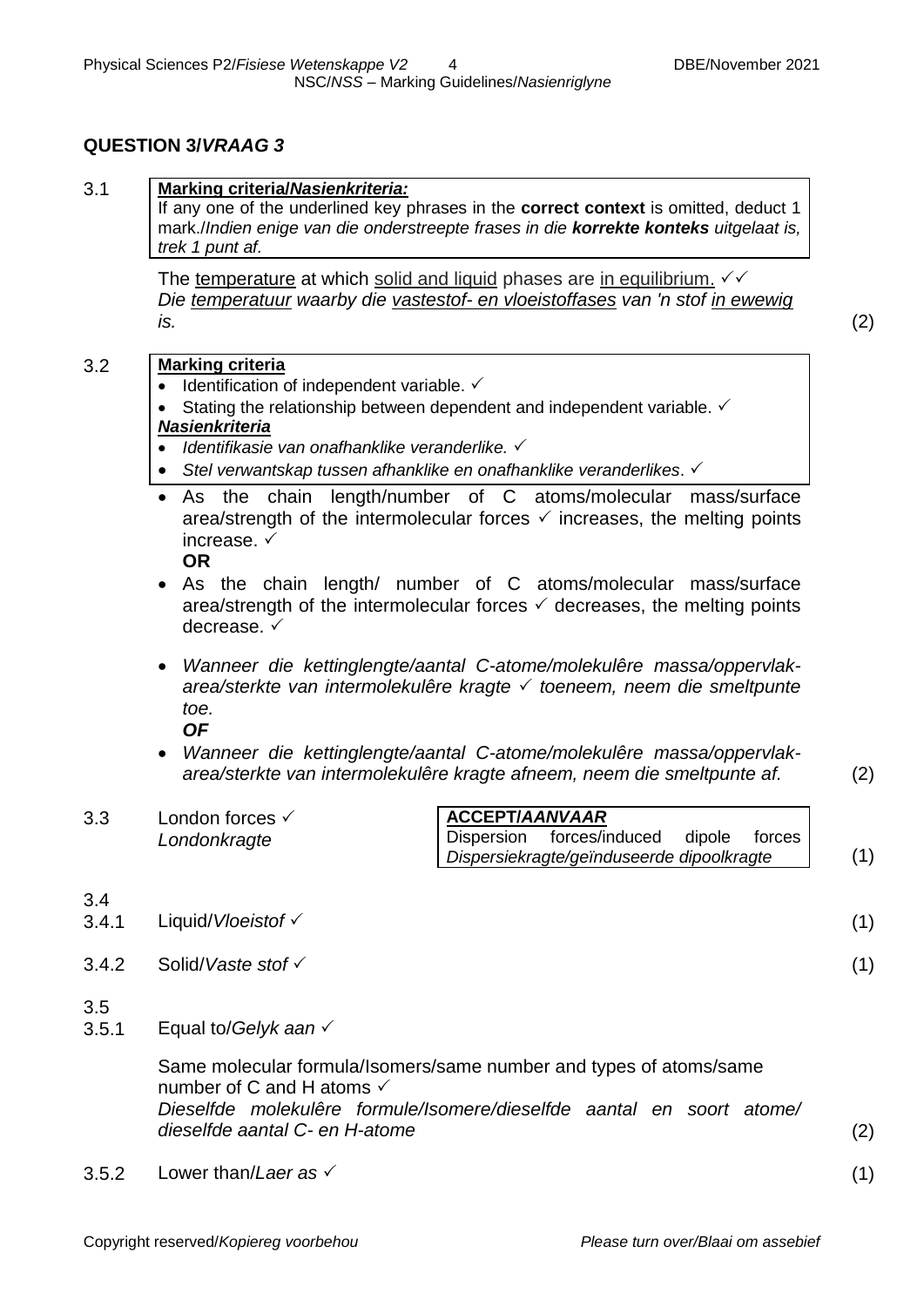## QUESTION 3/*VRAAG 3*

**3.1**

> **Marking criteria/*Nasienkriteria:***
> If any one of the underlined key phrases in the **correct context** is omitted, deduct 1 mark./*Indien enige van die onderstreepte frases in die **korrekte konteks** uitgelaat is, trek 1 punt af.*

The <u>temperature</u> at which <u>solid and liquid</u> phases are <u>in equilibrium.</u> ✓✓
*Die <u>temperatuur</u> waarby die <u>vastestof- en vloeistoffases</u> van 'n stof <u>in ewewig</u> is.* (2)

**3.2**

> **Marking criteria**
> - Identification of independent variable. ✓
> - Stating the relationship between dependent and independent variable. ✓
>
> ***Nasienkriteria***
> - *Identifikasie van onafhanklike veranderlike.* ✓
> - *Stel verwantskap tussen afhanklike en onafhanklike veranderlikes.* ✓

- As the chain length/number of C atoms/molecular mass/surface area/strength of the intermolecular forces ✓ increases, the melting points increase. ✓

  **OR**

- As the chain length/ number of C atoms/molecular mass/surface area/strength of the intermolecular forces ✓ decreases, the melting points decrease. ✓

- *Wanneer die kettinglengte/aantal C-atome/molekulêre massa/oppervlak-area/sterkte van intermolekulêre kragte ✓ toeneem, neem die smeltpunte toe.*

  ***OF***

- *Wanneer die kettinglengte/aantal C-atome/molekulêre massa/oppervlak-area/sterkte van intermolekulêre kragte afneem, neem die smeltpunte af.* (2)

**3.3** London forces ✓
*Londonkragte*

> **ACCEPT/*AANVAAR***
> Dispersion forces/induced dipole forces
> *Dispersiekragte/geïnduseerde dipoolkragte*

(1)

**3.4**

**3.4.1** Liquid/*Vloeistof* ✓ (1)

**3.4.2** Solid/*Vaste stof* ✓ (1)

**3.5**

**3.5.1** Equal to/*Gelyk aan* ✓

Same molecular formula/Isomers/same number and types of atoms/same number of C and H atoms ✓
*Dieselfde molekulêre formule/Isomere/dieselfde aantal en soort atome/ dieselfde aantal C- en H-atome* (2)

**3.5.2** Lower than/*Laer as* ✓ (1)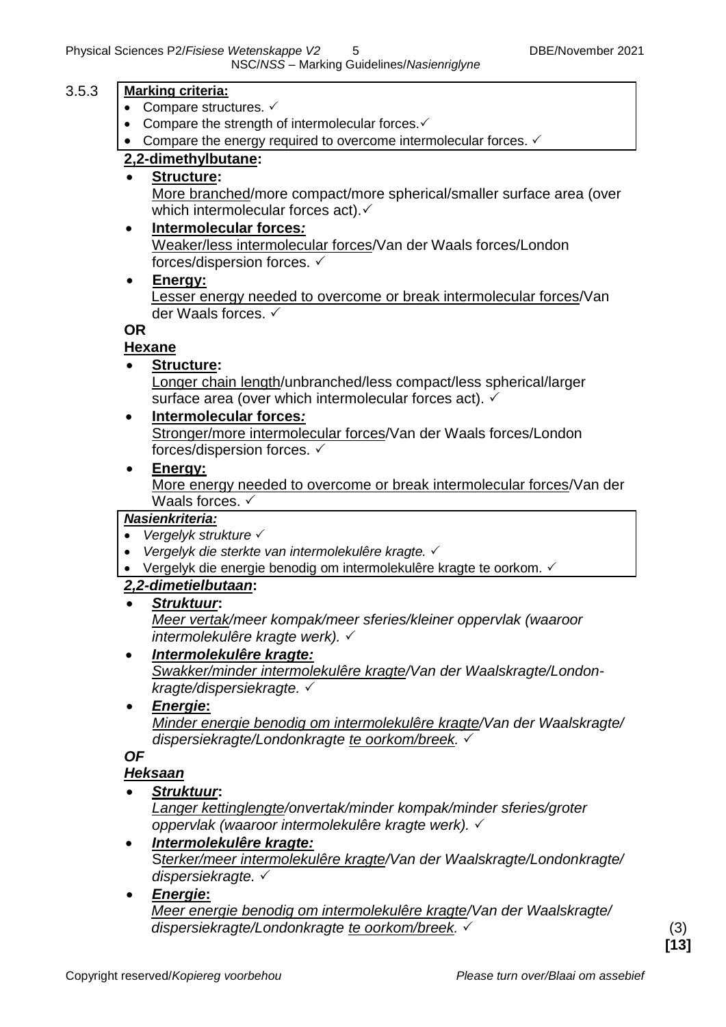3.5.3

**Marking criteria:**

- Compare structures. ✓
- Compare the strength of intermolecular forces.✓
- Compare the energy required to overcome intermolecular forces. ✓

**2,2-dimethylbutane:**

- **Structure:**
  More branched/more compact/more spherical/smaller surface area (over which intermolecular forces act).✓
- **Intermolecular forces*:***
  Weaker/less intermolecular forces/Van der Waals forces/London forces/dispersion forces. ✓
- **Energy:**
  Lesser energy needed to overcome or break intermolecular forces/Van der Waals forces. ✓

**OR**

**Hexane**

- **Structure:**
  Longer chain length/unbranched/less compact/less spherical/larger surface area (over which intermolecular forces act). ✓
- **Intermolecular forces*:***
  Stronger/more intermolecular forces/Van der Waals forces/London forces/dispersion forces. ✓
- **Energy:**
  More energy needed to overcome or break intermolecular forces/Van der Waals forces. ✓

***Nasienkriteria:***

- *Vergelyk strukture* ✓
- *Vergelyk die sterkte van intermolekulêre kragte.* ✓
- Vergelyk die energie benodig om intermolekulêre kragte te oorkom. ✓

***2,2-dimetielbutaan*:**

- ***Struktuur*:**
  *Meer vertak/meer kompak/meer sferies/kleiner oppervlak (waaroor intermolekulêre kragte werk).* ✓
- ***Intermolekulêre kragte:***
  *Swakker/minder intermolekulêre kragte/Van der Waalskragte/London-kragte/dispersiekragte.* ✓
- ***Energie*:**
  *Minder energie benodig om intermolekulêre kragte/Van der Waalskragte/ dispersiekragte/Londonkragte te oorkom/breek.* ✓

***OF***

***Heksaan***

- ***Struktuur*:**
  *Langer kettinglengte/onvertak/minder kompak/minder sferies/groter oppervlak (waaroor intermolekulêre kragte werk).* ✓
- ***Intermolekulêre kragte:***
  S*terker/meer intermolekulêre kragte/Van der Waalskragte/Londonkragte/ dispersiekragte.* ✓
- ***Energie*:**
  *Meer energie benodig om intermolekulêre kragte/Van der Waalskragte/ dispersiekragte/Londonkragte te oorkom/breek.* ✓

(3)

**[13]**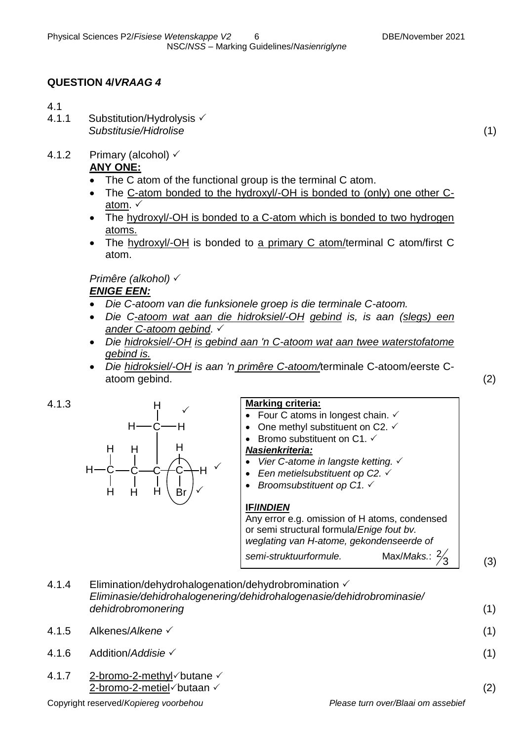## QUESTION 4/*VRAAG 4*

4.1

4.1.1 Substitution/Hydrolysis ✓
*Substitusie/Hidrolise* (1)

4.1.2 Primary (alcohol) ✓

**ANY ONE:**

- The C atom of the functional group is the terminal C atom.
- The C-atom bonded to the hydroxyl/-OH is bonded to (only) one other C-atom. ✓
- The hydroxyl/-OH is bonded to a C-atom which is bonded to two hydrogen atoms.
- The hydroxyl/-OH is bonded to a primary C atom/terminal C atom/first C atom.

*Primêre (alkohol)* ✓

***ENIGE EEN:***

- *Die C-atoom van die funksionele groep is die terminale C-atoom.*
- *Die C-atoom wat aan die hidroksiel/-OH gebind is, is aan (slegs) een ander C-atoom gebind.* ✓
- *Die hidroksiel/-OH is gebind aan 'n C-atoom wat aan twee waterstofatome gebind is.*
- *Die hidroksiel/-OH is aan 'n primêre C-atoom/*terminale C-atoom/eerste C-atoom gebind.

(2)

4.1.3

```
              H     ✓
              |
          H — C — H
              |
     H    H   |    H
     |    |   |    |
 H — C —— C — C —— C — H   ✓
     |    |   |    |
     H    H   H   Br   ✓
```

**Marking criteria:**

- Four C atoms in longest chain. ✓
- One methyl substituent on C2. ✓
- Bromo substituent on C1. ✓

***Nasienkriteria:***

- *Vier C-atome in langste ketting.* ✓
- *Een metielsubstituent op C2.* ✓
- *Broomsubstituent op C1.* ✓

**IF/*INDIEN***

Any error e.g. omission of H atoms, condensed or semi structural formula/*Enige fout bv. weglating van H-atome, gekondenseerde of semi-struktuurformule.* Max/*Maks.*: $\frac{2}{3}$

(3)

4.1.4 Elimination/dehydrohalogenation/dehydrobromination ✓
*Eliminasie/dehidrohalogenering/dehidrohalogenasie/dehidrobrominasie/ dehidrobromonering* (1)

4.1.5 Alkenes/*Alkene* ✓ (1)

4.1.6 Addition/*Addisie* ✓ (1)

4.1.7 2-bromo-2-methyl✓butane ✓
2-bromo-2-metiel✓butaan ✓ (2)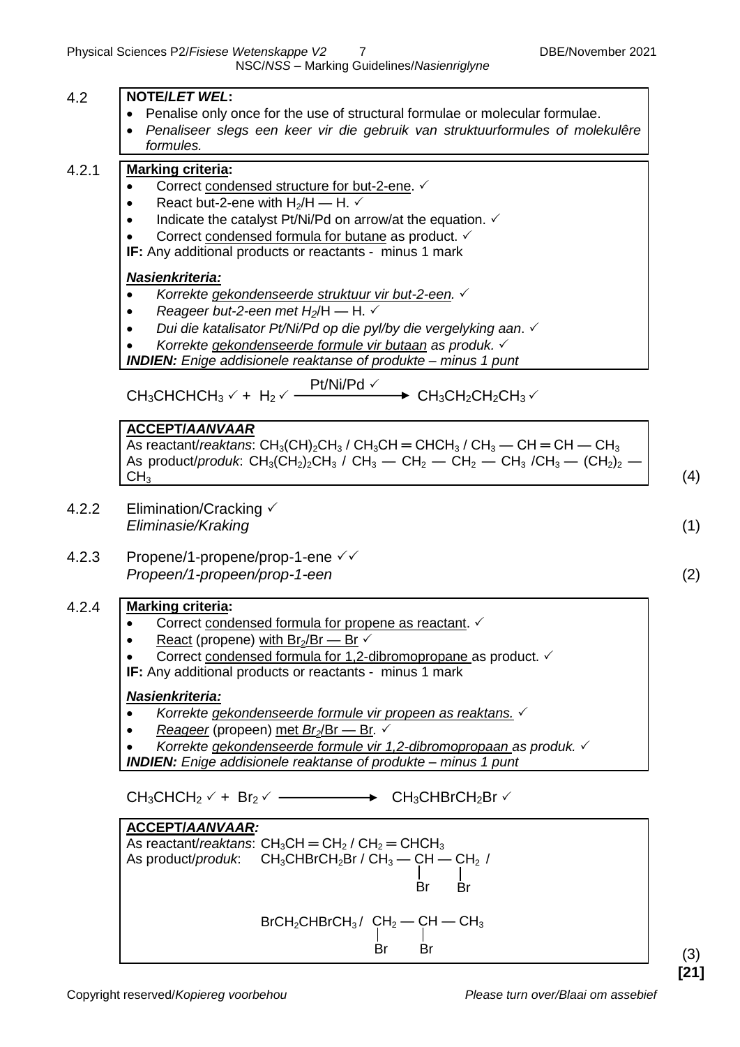**4.2**

**NOTE/*LET WEL*:**

- Penalise only once for the use of structural formulae or molecular formulae.
- *Penaliseer slegs een keer vir die gebruik van struktuurformules of molekulêre formules.*

**4.2.1**

**Marking criteria:**

- Correct condensed structure for but-2-ene. ✓
- React but-2-ene with $H_2$/H — H. ✓
- Indicate the catalyst Pt/Ni/Pd on arrow/at the equation. ✓
- Correct condensed formula for butane as product. ✓

**IF:** Any additional products or reactants - minus 1 mark

***Nasienkriteria:***

- *Korrekte gekondenseerde struktuur vir but-2-een.* ✓
- *Reageer but-2-een met $H_2$/H — H.* ✓
- *Dui die katalisator Pt/Ni/Pd op die pyl/by die vergelyking aan.* ✓
- *Korrekte gekondenseerde formule vir butaan as produk.* ✓

***INDIEN:** Enige addisionele reaktanse of produkte – minus 1 punt*

$$CH_3CHCHCH_3 ✓ + H_2 ✓ \xrightarrow{\text{Pt/Ni/Pd ✓}} CH_3CH_2CH_2CH_3 ✓$$

**ACCEPT/*AANVAAR***

As reactant/*reaktans*: $CH_3(CH)_2CH_3$ / $CH_3CH=CHCH_3$ / $CH_3$ — CH = CH — $CH_3$

As product/*produk*: $CH_3(CH_2)_2CH_3$ / $CH_3$ — $CH_2$ — $CH_2$ — $CH_3$ / $CH_3$ — $(CH_2)_2$ — $CH_3$ (4)

**4.2.2** Elimination/Cracking ✓
*Eliminasie/Kraking* (1)

**4.2.3** Propene/1-propene/prop-1-ene ✓✓
*Propeen/1-propeen/prop-1-een* (2)

**4.2.4**

**Marking criteria:**

- Correct condensed formula for propene as reactant. ✓
- React (propene) with $Br_2$/Br — Br ✓
- Correct condensed formula for 1,2-dibromopropane as product. ✓

**IF:** Any additional products or reactants - minus 1 mark

***Nasienkriteria:***

- *Korrekte gekondenseerde formule vir propeen as reaktans.* ✓
- *Reageer (propeen) met $Br_2$/Br — Br.* ✓
- *Korrekte gekondenseerde formule vir 1,2-dibromopropaan as produk.* ✓

***INDIEN:** Enige addisionele reaktanse of produkte – minus 1 punt*

$$CH_3CHCH_2 ✓ + Br_2 ✓ \longrightarrow CH_3CHBrCH_2Br ✓$$

**ACCEPT/*AANVAAR*:**

As reactant/*reaktans*: $CH_3CH=CH_2$ / $CH_2=CHCH_3$

As product/*produk*: $CH_3CHBrCH_2Br$ / $CH_3$ — CH(Br) — $CH_2$(Br) /

$BrCH_2CHBrCH_3$ / $CH_2$(Br) — CH(Br) — $CH_3$ (3)

**[21]**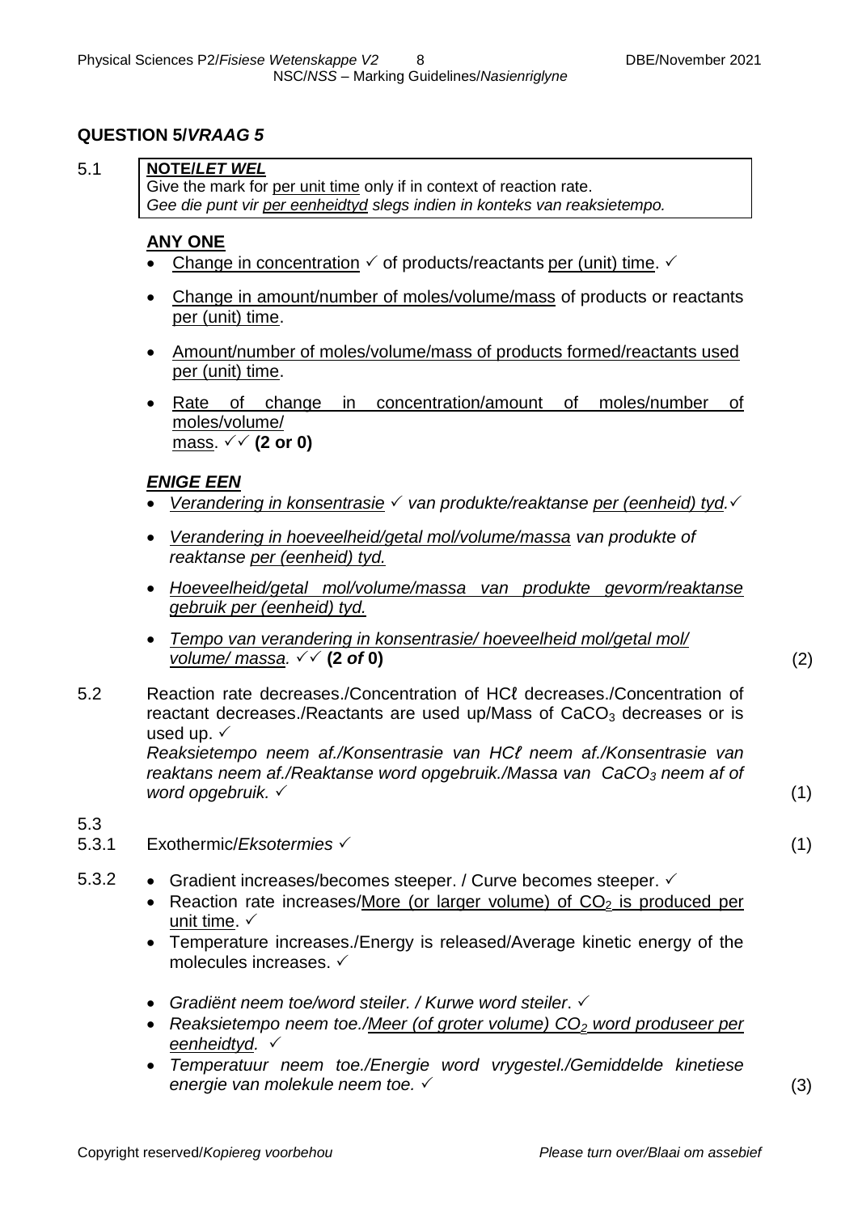## QUESTION 5/*VRAAG 5*

**5.1**

> **NOTE/*LET WEL***
> Give the mark for <u>per unit time</u> only if in context of reaction rate.
> *Gee die punt vir <u>per eenheidtyd</u> slegs indien in konteks van reaksietempo.*

**ANY ONE**

- <u>Change in concentration</u> ✓ of products/reactants <u>per (unit) time</u>. ✓
- <u>Change in amount/number of moles/volume/mass</u> of products or reactants <u>per (unit) time</u>.
- <u>Amount/number of moles/volume/mass of products formed/reactants used per (unit) time</u>.
- <u>Rate of change in concentration/amount of moles/number of moles/volume/mass</u>. ✓✓ **(2 or 0)**

***ENIGE EEN***

- *<u>Verandering in konsentrasie</u> ✓ van produkte/reaktanse <u>per (eenheid) tyd</u>.* ✓
- *<u>Verandering in hoeveelheid/getal mol/volume/massa</u> van produkte of reaktanse <u>per (eenheid) tyd.</u>*
- *<u>Hoeveelheid/getal mol/volume/massa van produkte gevorm/reaktanse gebruik per (eenheid) tyd.</u>*
- *<u>Tempo van verandering in konsentrasie/ hoeveelheid mol/getal mol/ volume/ massa</u>.* ✓✓ **(2 *of* 0)**

(2)

**5.2** Reaction rate decreases./Concentration of HCℓ decreases./Concentration of reactant decreases./Reactants are used up/Mass of $CaCO_3$ decreases or is used up. ✓
*Reaksietempo neem af./Konsentrasie van HCℓ neem af./Konsentrasie van reaktans neem af./Reaktanse word opgebruik./Massa van $CaCO_3$ neem af of word opgebruik.* ✓ (1)

**5.3**

**5.3.1** Exothermic/*Eksotermies* ✓ (1)

**5.3.2**

- Gradient increases/becomes steeper. / Curve becomes steeper. ✓
- Reaction rate increases/<u>More (or larger volume) of $CO_2$ is produced per unit time</u>. ✓
- Temperature increases./Energy is released/Average kinetic energy of the molecules increases. ✓

- *Gradiënt neem toe/word steiler. / Kurwe word steiler.* ✓
- *Reaksietempo neem toe./<u>Meer (of groter volume) $CO_2$ word produseer per eenheidtyd.</u>* ✓
- *Temperatuur neem toe./Energie word vrygestel./Gemiddelde kinetiese energie van molekule neem toe.* ✓

(3)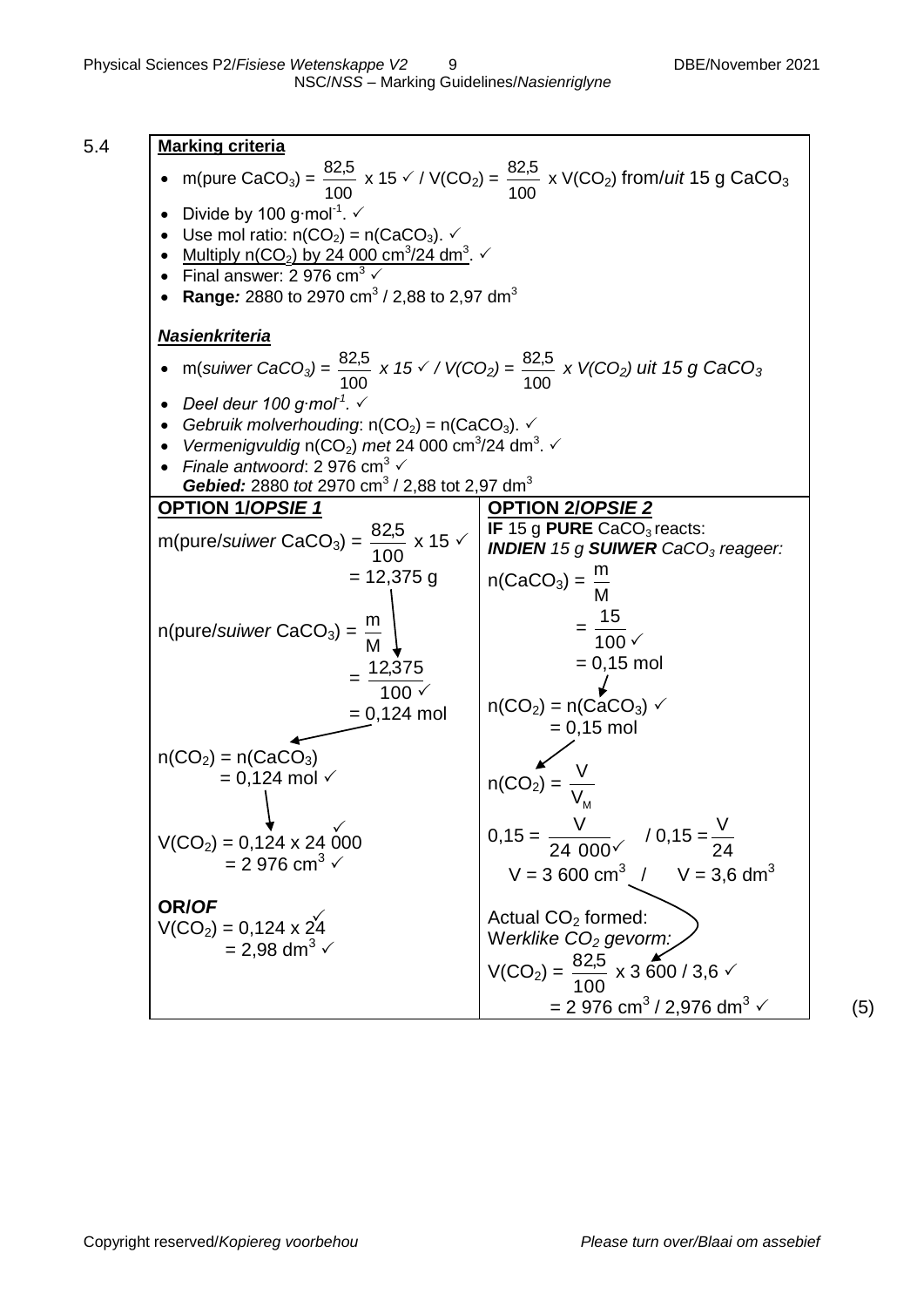5.4

**Marking criteria**

- m(pure $CaCO_3$) = $\frac{82,5}{100}$ x 15 ✓ / $V(CO_2)$ = $\frac{82,5}{100}$ x $V(CO_2)$ from/*uit* 15 g $CaCO_3$
- Divide by 100 $g \cdot mol^{-1}$. ✓
- Use mol ratio: $n(CO_2) = n(CaCO_3)$. ✓
- Multiply $n(CO_2)$ by 24 000 $cm^3$/24 $dm^3$. ✓
- Final answer: 2 976 $cm^3$ ✓
- **Range:** 2880 to 2970 $cm^3$ / 2,88 to 2,97 $dm^3$

***Nasienkriteria***

- m(*suiwer* $CaCO_3$) = $\frac{82,5}{100}$ *x 15* ✓ / $V(CO_2)$ = $\frac{82,5}{100}$ *x* $V(CO_2)$ *uit 15 g* $CaCO_3$
- *Deel deur 100* $g \cdot mol^{-1}$. ✓
- *Gebruik molverhouding*: $n(CO_2) = n(CaCO_3)$. ✓
- *Vermenigvuldig* $n(CO_2)$ *met* 24 000 $cm^3$/24 $dm^3$. ✓
- *Finale antwoord*: 2 976 $cm^3$ ✓
  ***Gebied:*** 2880 *tot* 2970 $cm^3$ / 2,88 tot 2,97 $dm^3$

**OPTION 1/*OPSIE 1***

m(pure/*suiwer* $CaCO_3$) = $\frac{82,5}{100}$ x 15 ✓
= 12,375 g

n(pure/*suiwer* $CaCO_3$) = $\frac{m}{M}$
= $\frac{12,375}{100}$ ✓
= 0,124 mol

$n(CO_2) = n(CaCO_3)$
= 0,124 mol ✓

$V(CO_2)$ = 0,124 x 24 000 ✓
= 2 976 $cm^3$ ✓

**OR/*OF***

$V(CO_2)$ = 0,124 x 24 ✓
= 2,98 $dm^3$ ✓

**OPTION 2/*OPSIE 2***

**IF** 15 g **PURE** $CaCO_3$ reacts:
***INDIEN*** *15 g* ***SUIWER*** *$CaCO_3$ reageer:*

$n(CaCO_3) = \frac{m}{M}$
= $\frac{15}{100}$ ✓
= 0,15 mol

$n(CO_2) = n(CaCO_3)$ ✓
= 0,15 mol

$n(CO_2) = \frac{V}{V_M}$

$0,15 = \frac{V}{24\ 000}$ ✓ / $0,15 = \frac{V}{24}$

V = 3 600 $cm^3$ / V = 3,6 $dm^3$

Actual $CO_2$ formed:
*Werklike $CO_2$ gevorm:*

$V(CO_2)$ = $\frac{82,5}{100}$ x 3 600 / 3,6 ✓
= 2 976 $cm^3$ / 2,976 $dm^3$ ✓

(5)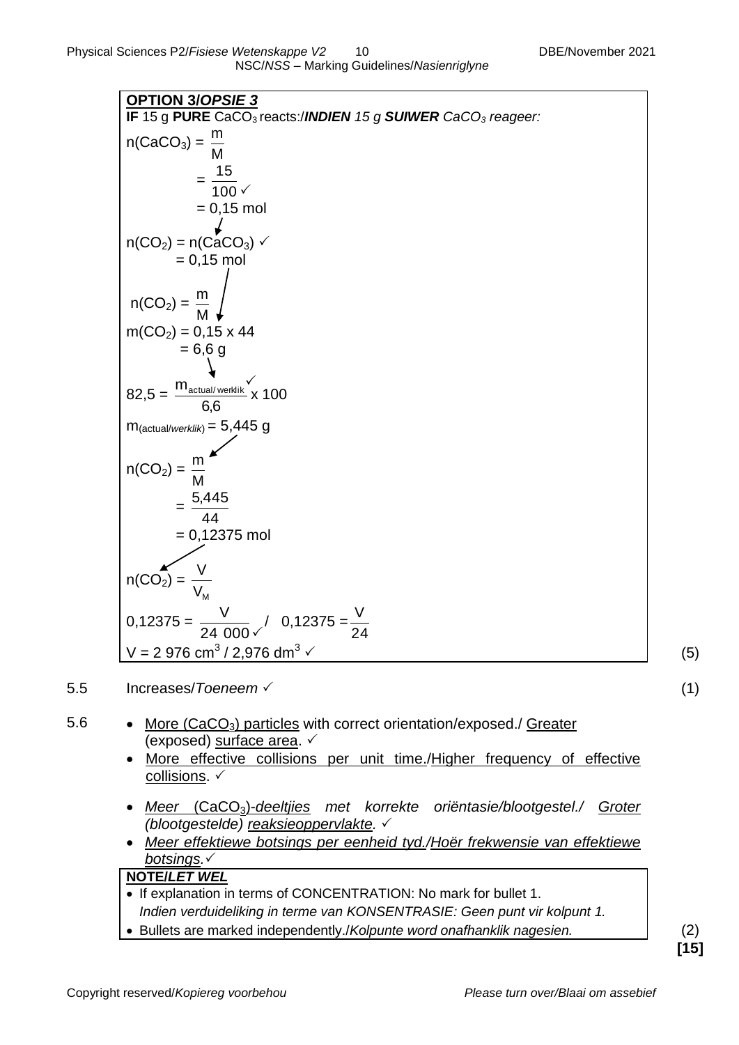**OPTION 3/*OPSIE 3***

**IF** 15 g **PURE** $CaCO_3$ reacts:/***INDIEN** 15 g **SUIWER** $CaCO_3$ reageer:*

$n(CaCO_3) = \frac{m}{M}$

$= \frac{15}{100}$ ✓

$= 0,15$ mol

$n(CO_2) = n(CaCO_3)$ ✓

$= 0,15$ mol

$n(CO_2) = \frac{m}{M}$

$m(CO_2) = 0,15 \times 44$

$= 6,6$ g

$82,5 = \frac{m_{actual/werklik}}{6,6} \times 100$ ✓

$m_{(actual/werklik)} = 5,445$ g

$n(CO_2) = \frac{m}{M}$

$= \frac{5,445}{44}$

$= 0,12375$ mol

$n(CO_2) = \frac{V}{V_M}$

$0,12375 = \frac{V}{24\ 000}$ ✓ / $0,12375 = \frac{V}{24}$

$V = 2\ 976\ cm^3$ / $2,976\ dm^3$ ✓ (5)

5.5 Increases/*Toeneem* ✓ (1)

5.6
- More ($CaCO_3$) particles with correct orientation/exposed./ Greater (exposed) surface area. ✓
- More effective collisions per unit time./Higher frequency of effective collisions. ✓

- *Meer ($CaCO_3$)-deeltjies met korrekte oriëntasie/blootgestel./ Groter (blootgestelde) reaksieoppervlakte.* ✓
- *Meer effektiewe botsings per eenheid tyd./Hoër frekwensie van effektiewe botsings.* ✓

**NOTE/*LET WEL***
- If explanation in terms of CONCENTRATION: No mark for bullet 1.
  *Indien verduideliking in terme van KONSENTRASIE: Geen punt vir kolpunt 1.*
- Bullets are marked independently./*Kolpunte word onafhanklik nagesien.*

(2)

**[15]**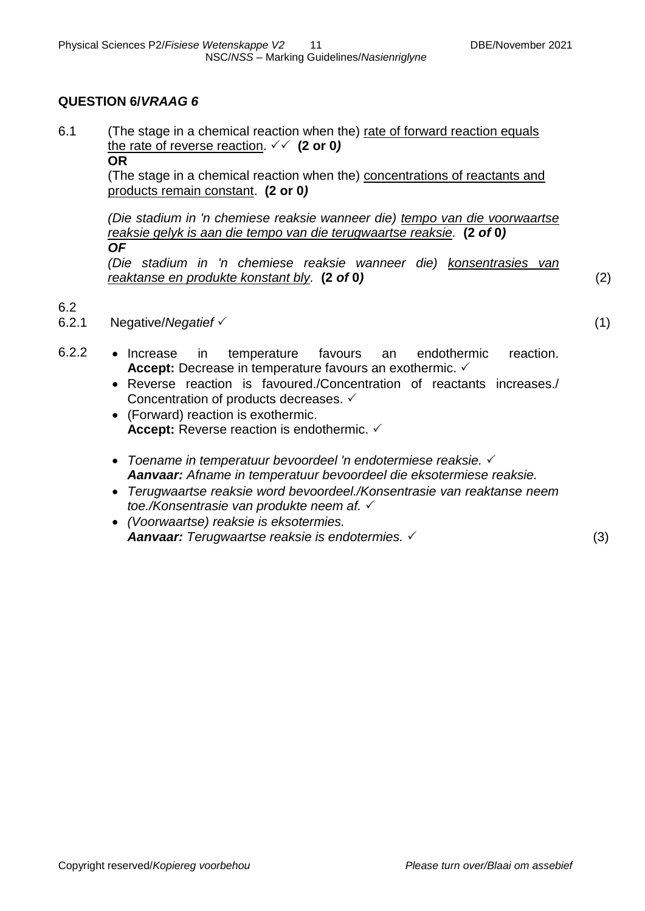## QUESTION 6/*VRAAG 6*

6.1 (The stage in a chemical reaction when the) rate of forward reaction equals the rate of reverse reaction. ✓✓ **(2 or 0)**

**OR**

(The stage in a chemical reaction when the) concentrations of reactants and products remain constant. **(2 or 0)**

*(Die stadium in 'n chemiese reaksie wanneer die) tempo van die voorwaartse reaksie gelyk is aan die tempo van die terugwaartse reaksie.* **(2 *of* 0)**

***OF***

*(Die stadium in 'n chemiese reaksie wanneer die) konsentrasies van reaktanse en produkte konstant bly.* **(2 *of* 0)** (2)

6.2

6.2.1 Negative/*Negatief* ✓ (1)

6.2.2

- Increase in temperature favours an endothermic reaction. **Accept:** Decrease in temperature favours an exothermic. ✓
- Reverse reaction is favoured./Concentration of reactants increases./ Concentration of products decreases. ✓
- (Forward) reaction is exothermic. **Accept:** Reverse reaction is endothermic. ✓

- *Toename in temperatuur bevoordeel 'n endotermiese reaksie.* ✓ ***Aanvaar:*** *Afname in temperatuur bevoordeel die eksotermiese reaksie.*
- *Terugwaartse reaksie word bevoordeel./Konsentrasie van reaktanse neem toe./Konsentrasie van produkte neem af.* ✓
- *(Voorwaartse) reaksie is eksotermies.* ***Aanvaar:*** *Terugwaartse reaksie is endotermies.* ✓ (3)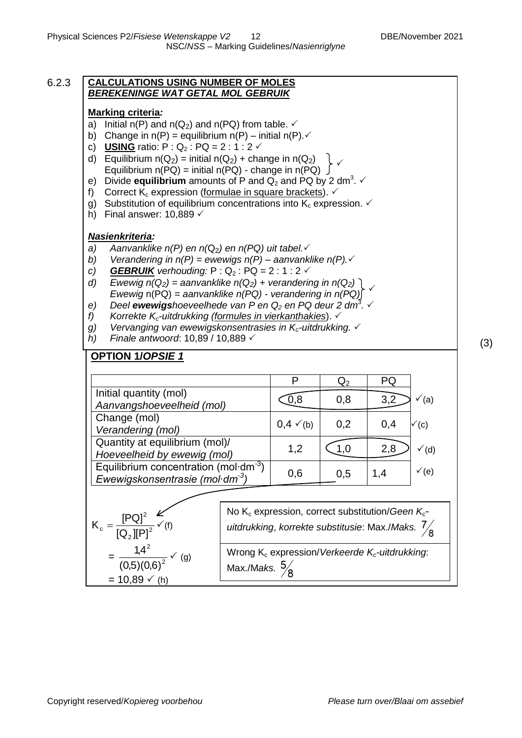6.2.3

**CALCULATIONS USING NUMBER OF MOLES**
***BEREKENINGE WAT GETAL MOL GEBRUIK***

**Marking criteria*:***

a) Initial n(P) and n($Q_2$) and n(PQ) from table. ✓
b) Change in n(P) = equilibrium n(P) – initial n(P). ✓
c) **USING** ratio: P : $Q_2$ : PQ = 2 : 1 : 2 ✓
d) Equilibrium n($Q_2$) = initial n($Q_2$) + change in n($Q_2$)
   Equilibrium n(PQ) = initial n(PQ) - change in n(PQ) ✓
e) Divide **equilibrium** amounts of P and $Q_2$ and PQ by 2 $dm^3$. ✓
f) Correct $K_c$ expression (formulae in square brackets). ✓
g) Substitution of equilibrium concentrations into $K_c$ expression. ✓
h) Final answer: 10,889 ✓

***Nasienkriteria:***

*a) Aanvanklike n(P) en n($Q_2$) en n(PQ) uit tabel.* ✓
*b) Verandering in n(P) = ewewigs n(P) – aanvanklike n(P).* ✓
*c) **GEBRUIK** verhouding:* P : $Q_2$ : PQ = 2 : 1 : 2 ✓
*d) Ewewig n($Q_2$) = aanvanklike n($Q_2$) + verandering in n($Q_2$)*
   *Ewewig n(PQ) = aanvanklike n(PQ) - verandering in n(PQ)* ✓
*e) Deel **ewewigs**hoeveelhede van P en $Q_2$ en PQ deur 2 $dm^3$.* ✓
*f) Korrekte $K_c$-uitdrukking (formules in vierkanthakies).* ✓
*g) Vervanging van ewewigskonsentrasies in $K_c$-uitdrukking.* ✓
*h) Finale antwoord: 10,89 / 10,889* ✓

**OPTION 1/*OPSIE 1***

| | P | $Q_2$ | PQ | |
|---|---|---|---|---|
| Initial quantity (mol) *Aanvangshoeveelheid (mol)* | 0,8 | 0,8 | 3,2 | ✓(a) |
| Change (mol) *Verandering (mol)* | 0,4 ✓(b) | 0,2 | 0,4 | ✓(c) |
| Quantity at equilibrium (mol)/ *Hoeveelheid by ewewig (mol)* | 1,2 | 1,0 | 2,8 | ✓(d) |
| Equilibrium concentration ($mol \cdot dm^{-3}$) *Ewewigskonsentrasie ($mol \cdot dm^{-3}$)* | 0,6 | 0,5 | 1,4 | ✓(e) |

$$K_c = \frac{[PQ]^2}{[Q_2][P]^2} \checkmark \text{(f)}$$

$$= \frac{1{,}4^2}{(0{,}5)(0{,}6)^2} \checkmark \text{(g)}$$

$$= 10{,}89 \checkmark \text{(h)}$$

No $K_c$ expression, correct substitution/*Geen $K_c$-uitdrukking, korrekte substitusie*: Max./*Maks.* $\frac{7}{8}$

Wrong $K_c$ expression/*Verkeerde $K_c$-uitdrukking*: Max./*Maks.* $\frac{5}{8}$

(3)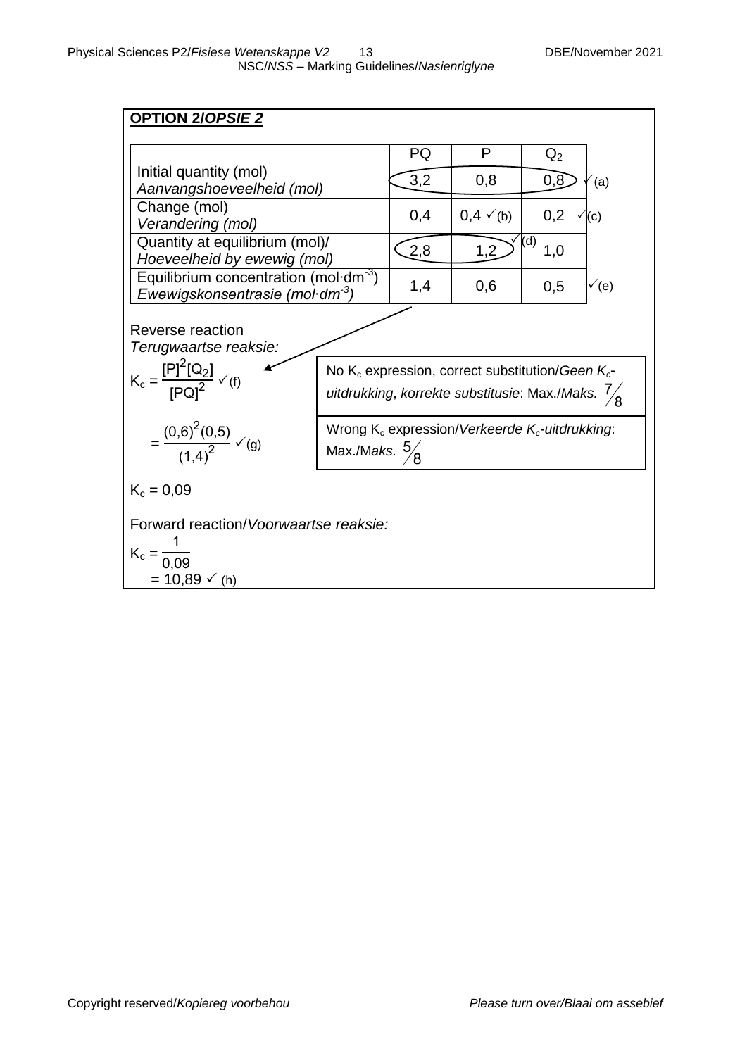**OPTION 2/*OPSIE 2***

| | PQ | P | $Q_2$ | |
|---|---|---|---|---|
| Initial quantity (mol) *Aanvangshoeveelheid (mol)* | 3,2 | 0,8 | 0,8 | ✓(a) |
| Change (mol) *Verandering (mol)* | 0,4 | 0,4 ✓(b) | 0,2 | ✓(c) |
| Quantity at equilibrium (mol)/ *Hoeveelheid by ewewig (mol)* | 2,8 | 1,2 ✓(d) | 1,0 | |
| Equilibrium concentration ($mol \cdot dm^{-3}$) *Ewewigskonsentrasie ($mol \cdot dm^{-3}$)* | 1,4 | 0,6 | 0,5 | ✓(e) |

Reverse reaction
*Terugwaartse reaksie:*

$$K_c = \frac{[P]^2[Q_2]}{[PQ]^2} \checkmark \text{(f)}$$

$$= \frac{(0,6)^2(0,5)}{(1,4)^2} \checkmark \text{(g)}$$

No $K_c$ expression, correct substitution/*Geen $K_c$-uitdrukking, korrekte substitusie*: Max./*Maks.* $\frac{7}{8}$

Wrong $K_c$ expression/*Verkeerde $K_c$-uitdrukking*: Max./*Maks.* $\frac{5}{8}$

$K_c = 0,09$

Forward reaction/*Voorwaartse reaksie:*

$$K_c = \frac{1}{0,09}$$

$$= 10,89 \checkmark \text{(h)}$$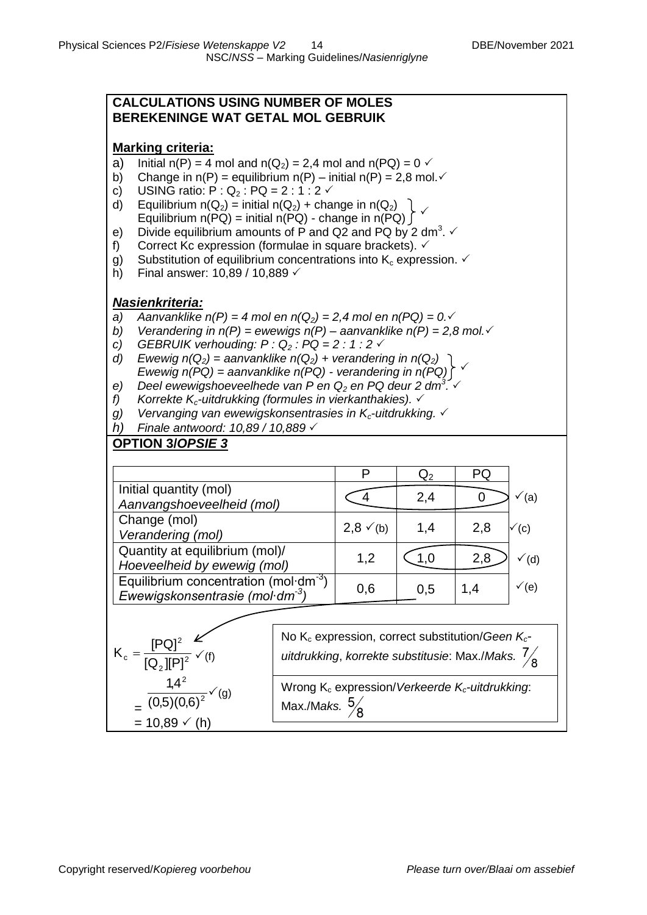**CALCULATIONS USING NUMBER OF MOLES**
**BEREKENINGE WAT GETAL MOL GEBRUIK**

**Marking criteria:**

a) Initial n(P) = 4 mol and $n(Q_2)$ = 2,4 mol and n(PQ) = 0 ✓
b) Change in n(P) = equilibrium n(P) – initial n(P) = 2,8 mol.✓
c) USING ratio: P : $Q_2$ : PQ = 2 : 1 : 2 ✓
d) Equilibrium $n(Q_2)$ = initial $n(Q_2)$ + change in $n(Q_2)$
   Equilibrium n(PQ) = initial n(PQ) - change in n(PQ) ✓
e) Divide equilibrium amounts of P and Q2 and PQ by 2 $dm^3$. ✓
f) Correct Kc expression (formulae in square brackets). ✓
g) Substitution of equilibrium concentrations into $K_c$ expression. ✓
h) Final answer: 10,89 / 10,889 ✓

***Nasienkriteria:***

*a) Aanvanklike n(P) = 4 mol en $n(Q_2)$ = 2,4 mol en n(PQ) = 0.✓*
*b) Verandering in n(P) = ewewigs n(P) – aanvanklike n(P) = 2,8 mol.✓*
*c) GEBRUIK verhouding: P : $Q_2$ : PQ = 2 : 1 : 2 ✓*
*d) Ewewig $n(Q_2)$ = aanvanklike $n(Q_2)$ + verandering in $n(Q_2)$*
   *Ewewig n(PQ) = aanvanklike n(PQ) - verandering in n(PQ) ✓*
*e) Deel ewewigshoeveelhede van P en $Q_2$ en PQ deur 2 $dm^3$. ✓*
*f) Korrekte $K_c$-uitdrukking (formules in vierkanthakies). ✓*
*g) Vervanging van ewewigskonsentrasies in $K_c$-uitdrukking. ✓*
*h) Finale antwoord: 10,89 / 10,889 ✓*

**OPTION 3/*OPSIE 3***

| | P | $Q_2$ | PQ | |
|---|---|---|---|---|
| Initial quantity (mol) / *Aanvangshoeveelheid (mol)* | 4 | 2,4 | 0 | ✓(a) |
| Change (mol) / *Verandering (mol)* | 2,8 ✓(b) | 1,4 | 2,8 | ✓(c) |
| Quantity at equilibrium (mol)/ *Hoeveelheid by ewewig (mol)* | 1,2 | 1,0 | 2,8 | ✓(d) |
| Equilibrium concentration ($mol \cdot dm^{-3}$) / *Ewewigskonsentrasie ($mol \cdot dm^{-3}$)* | 0,6 | 0,5 | 1,4 | ✓(e) |

$$K_c = \frac{[PQ]^2}{[Q_2][P]^2} \checkmark\text{(f)}$$

$$= \frac{1{,}4^2}{(0{,}5)(0{,}6)^2} \checkmark\text{(g)}$$

$$= 10{,}89 \checkmark\text{(h)}$$

No $K_c$ expression, correct substitution/*Geen $K_c$-uitdrukking, korrekte substitusie*: Max./*Maks.* $\frac{7}{8}$

Wrong $K_c$ expression/*Verkeerde $K_c$-uitdrukking*: Max./*Maks.* $\frac{5}{8}$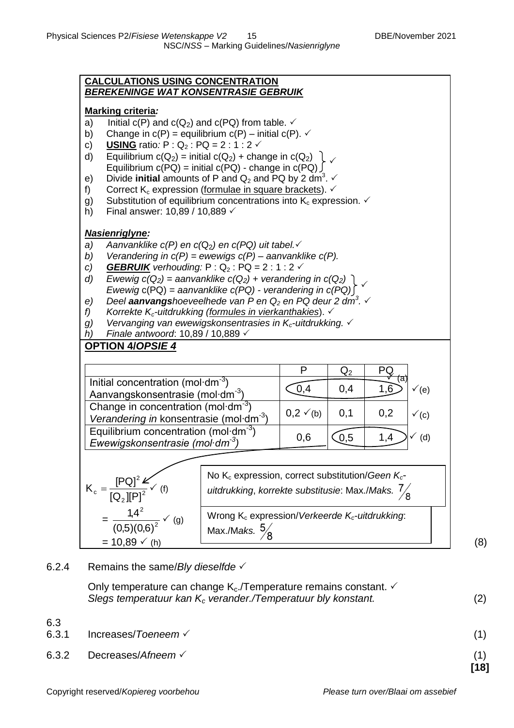**CALCULATIONS USING CONCENTRATION**
***BEREKENINGE WAT KONSENTRASIE GEBRUIK***

**Marking criteria:**

a) Initial c(P) and $c(Q_2)$ and c(PQ) from table. ✓
b) Change in c(P) = equilibrium c(P) – initial c(P). ✓
c) **USING** ratio: P : $Q_2$ : PQ = 2 : 1 : 2 ✓
d) Equilibrium $c(Q_2)$ = initial $c(Q_2)$ + change in $c(Q_2)$
   Equilibrium c(PQ) = initial c(PQ) - change in c(PQ) } ✓
e) Divide **initial** amounts of P and $Q_2$ and PQ by 2 $dm^3$. ✓
f) Correct $K_c$ expression (formulae in square brackets). ✓
g) Substitution of equilibrium concentrations into $K_c$ expression. ✓
h) Final answer: 10,89 / 10,889 ✓

***Nasienriglyne:***

*a) Aanvanklike c(P) en $c(Q_2)$ en c(PQ) uit tabel.* ✓
*b) Verandering in c(P) = ewewigs c(P) – aanvanklike c(P).*
*c) **GEBRUIK** verhouding:* P : $Q_2$ : PQ = 2 : 1 : 2 ✓
*d) Ewewig $c(Q_2)$ = aanvanklike $c(Q_2)$ + verandering in $c(Q_2)$*
   *Ewewig c(PQ) = aanvanklike c(PQ) - verandering in c(PQ)* } ✓
*e) Deel **aanvangs**hoeveelhede van P en $Q_2$ en PQ deur 2 $dm^3$.* ✓
*f) Korrekte $K_c$-uitdrukking (formules in vierkanthakies).* ✓
*g) Vervanging van ewewigskonsentrasies in $K_c$-uitdrukking.* ✓
*h) Finale antwoord: 10,89 / 10,889* ✓

**OPTION 4/*OPSIE 4***

| | P | $Q_2$ | PQ | |
|---|---|---|---|---|
| Initial concentration ($mol{\cdot}dm^{-3}$) / *Aanvangskonsentrasie* ($mol{\cdot}dm^{-3}$) | 0,4 | 0,4 | 1,6 ✓(a) | ✓(e) |
| Change in concentration ($mol{\cdot}dm^{-3}$) / *Verandering in konsentrasie* ($mol{\cdot}dm^{-3}$) | 0,2 ✓(b) | 0,1 | 0,2 | ✓(c) |
| Equilibrium concentration ($mol{\cdot}dm^{-3}$) / *Ewewigskonsentrasie* ($mol{\cdot}dm^{-3}$) | 0,6 | 0,5 | 1,4 | ✓ (d) |

$$K_c = \frac{[PQ]^2}{[Q_2][P]^2} \checkmark \text{ (f)}$$

$$= \frac{1{,}4^2}{(0{,}5)(0{,}6)^2} \checkmark \text{ (g)}$$

$$= 10{,}89 \checkmark \text{ (h)}$$

No $K_c$ expression, correct substitution/*Geen $K_c$-uitdrukking, korrekte substitusie*: Max./*Maks.* $\frac{7}{8}$

Wrong $K_c$ expression/*Verkeerde $K_c$-uitdrukking*: Max./*Maks.* $\frac{5}{8}$

(8)

6.2.4 Remains the same/*Bly dieselfde* ✓

Only temperature can change $K_c$./Temperature remains constant. ✓
*Slegs temperatuur kan $K_c$ verander./Temperatuur bly konstant.* (2)

6.3

6.3.1 Increases/*Toeneem* ✓ (1)

6.3.2 Decreases/*Afneem* ✓ (1)

**[18]**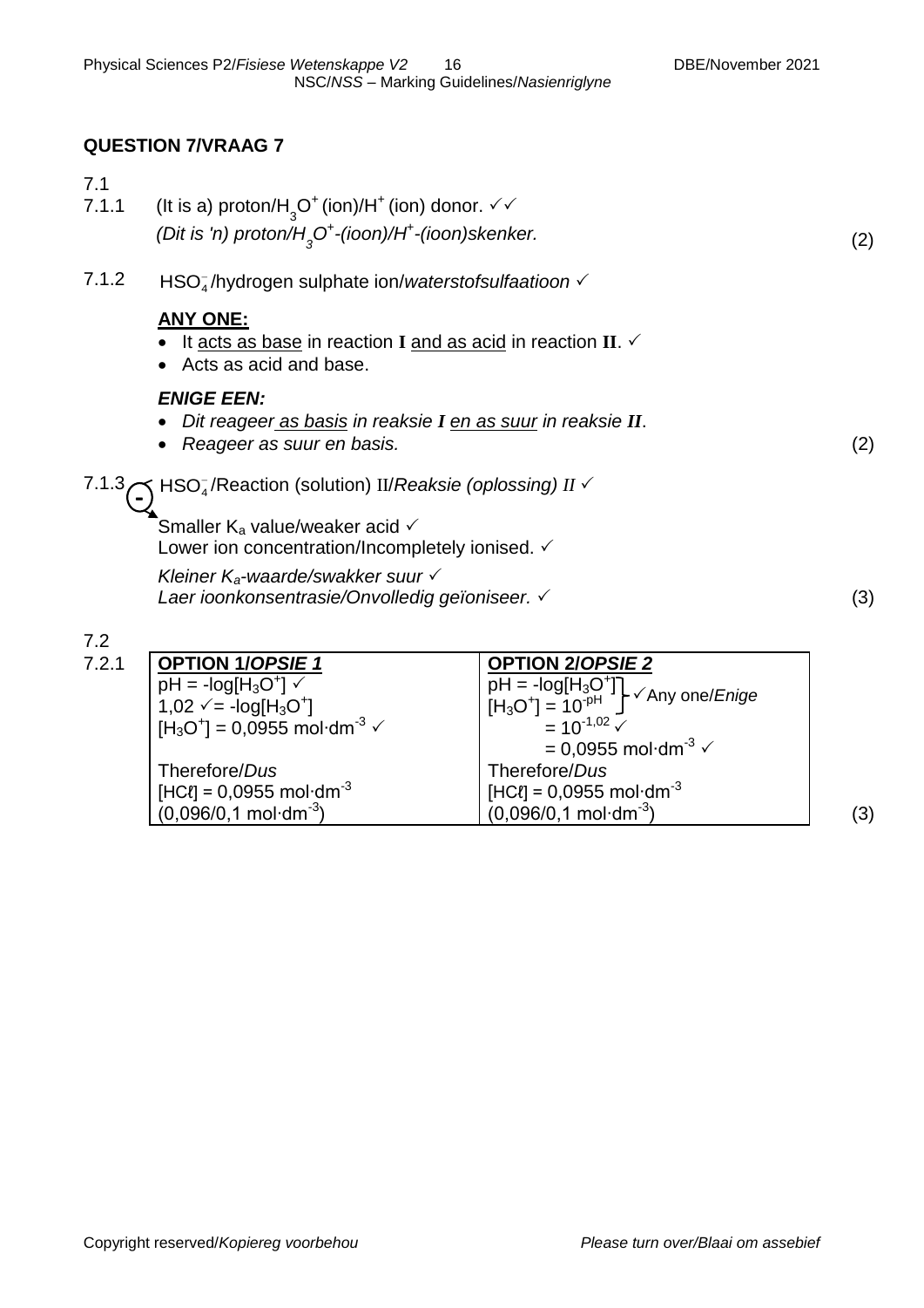## QUESTION 7/VRAAG 7

7.1

7.1.1 (It is a) proton/$H_3O^+$ (ion)/$H^+$ (ion) donor. ✓✓
*(Dit is 'n) proton/$H_3O^+$-(ioon)/$H^+$-(ioon)skenker.* (2)

7.1.2 $HSO_4^-$/hydrogen sulphate ion/*waterstofsulfaatioon* ✓

**ANY ONE:**

- It acts as base in reaction **I** and as acid in reaction **II**. ✓
- Acts as acid and base.

***ENIGE EEN:***

- *Dit reageer as basis in reaksie **I** en as suur in reaksie **II**.*
- *Reageer as suur en basis.* (2)

7.1.3 $HSO_4^-$/Reaction (solution) II/*Reaksie (oplossing) II* ✓

Smaller $K_a$ value/weaker acid ✓
Lower ion concentration/Incompletely ionised. ✓

*Kleiner $K_a$-waarde/swakker suur* ✓
*Laer ioonkonsentrasie/Onvolledig geïoniseer.* ✓ (3)

7.2

7.2.1

| **OPTION 1/*OPSIE 1*** | **OPTION 2/*OPSIE 2*** |
|---|---|
| $pH = -\log[H_3O^+]$ ✓<br>$1,02$ ✓ $= -\log[H_3O^+]$<br>$[H_3O^+] = 0,0955\ mol{\cdot}dm^{-3}$ ✓<br><br>Therefore/*Dus*<br>$[HC\ell] = 0,0955\ mol{\cdot}dm^{-3}$<br>$(0,096/0,1\ mol{\cdot}dm^{-3})$ | $pH = -\log[H_3O^+]$ / $[H_3O^+] = 10^{-pH}$ ✓ Any one/*Enige*<br>$= 10^{-1,02}$ ✓<br>$= 0,0955\ mol{\cdot}dm^{-3}$ ✓<br><br>Therefore/*Dus*<br>$[HC\ell] = 0,0955\ mol{\cdot}dm^{-3}$<br>$(0,096/0,1\ mol{\cdot}dm^{-3})$ |

(3)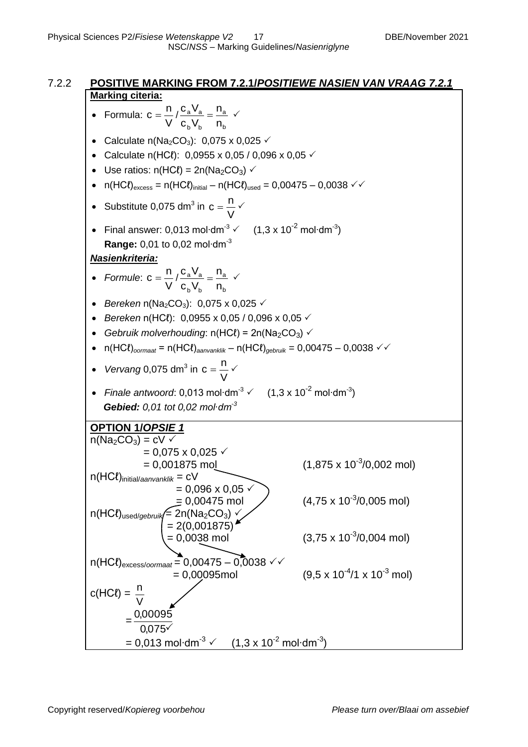7.2.2 **POSITIVE MARKING FROM 7.2.1/*POSITIEWE NASIEN VAN VRAAG 7.2.1***

**Marking citeria:**

- Formula: $c = \frac{n}{V}$ / $\frac{c_a V_a}{c_b V_b} = \frac{n_a}{n_b}$ ✓
- Calculate n($Na_2CO_3$): 0,075 x 0,025 ✓
- Calculate n(HCℓ): 0,0955 x 0,05 / 0,096 x 0,05 ✓
- Use ratios: n(HCℓ) = 2n($Na_2CO_3$) ✓
- $n(HCℓ)_{excess} = n(HCℓ)_{initial} – n(HCℓ)_{used}$ = 0,00475 – 0,0038 ✓✓
- Substitute 0,075 $dm^3$ in $c = \frac{n}{V}$ ✓
- Final answer: 0,013 $mol·dm^{-3}$ ✓ (1,3 x $10^{-2}$ $mol·dm^{-3}$)
  **Range:** 0,01 to 0,02 $mol·dm^{-3}$

***Nasienkriteria:***

- *Formule*: $c = \frac{n}{V}$ / $\frac{c_a V_a}{c_b V_b} = \frac{n_a}{n_b}$ ✓
- *Bereken* n($Na_2CO_3$): 0,075 x 0,025 ✓
- *Bereken* n(HCℓ): 0,0955 x 0,05 / 0,096 x 0,05 ✓
- *Gebruik molverhouding*: n(HCℓ) = 2n($Na_2CO_3$) ✓
- $n(HCℓ)_{oormaat} = n(HCℓ)_{aanvanklik} – n(HCℓ)_{gebruik}$ = 0,00475 – 0,0038 ✓✓
- *Vervang* 0,075 $dm^3$ in $c = \frac{n}{V}$ ✓
- *Finale antwoord*: 0,013 $mol·dm^{-3}$ ✓ (1,3 x $10^{-2}$ $mol·dm^{-3}$)
  ***Gebied:** 0,01 tot 0,02 mol·dm$^{-3}$*

**OPTION 1/*OPSIE 1***

n($Na_2CO_3$) = cV ✓
= 0,075 x 0,025 ✓
= 0,001875 mol (1,875 x $10^{-3}$/0,002 mol)

$n(HCℓ)_{initial/aanvanklik}$ = cV
= 0,096 x 0,05 ✓
= 0,00475 mol (4,75 x $10^{-3}$/0,005 mol)

$n(HCℓ)_{used/gebruik}$ = 2n($Na_2CO_3$) ✓
= 2(0,001875)
= 0,0038 mol (3,75 x $10^{-3}$/0,004 mol)

$n(HCℓ)_{excess/oormaat}$ = 0,00475 – 0,0038 ✓✓
= 0,00095mol (9,5 x $10^{-4}$/1 x $10^{-3}$ mol)

c(HCℓ) = $\frac{n}{V}$
= $\frac{0,00095}{0,075}$ ✓
= 0,013 $mol·dm^{-3}$ ✓ (1,3 x $10^{-2}$ $mol·dm^{-3}$)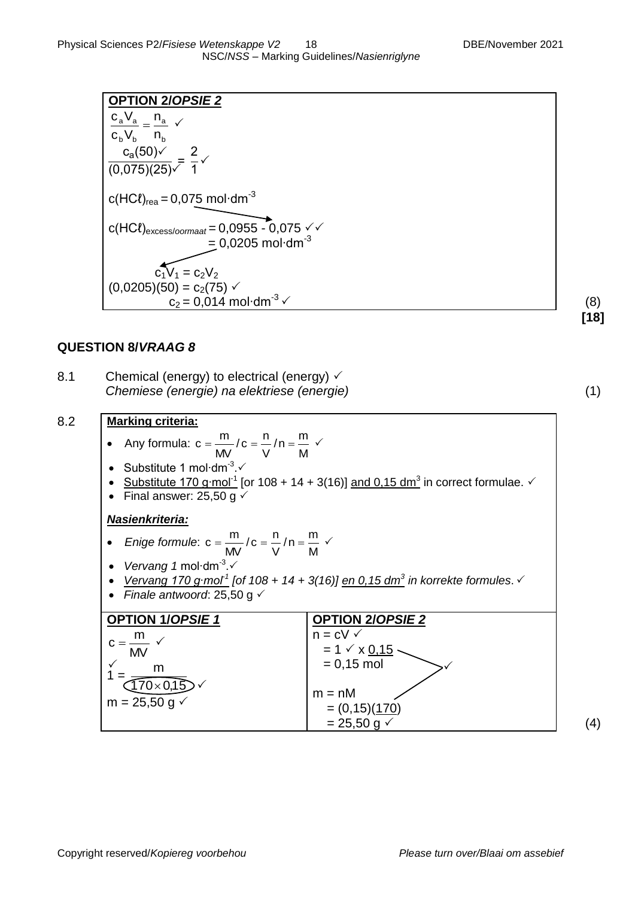**OPTION 2/*OPSIE 2***

$$\frac{c_aV_a}{c_bV_b} = \frac{n_a}{n_b} \checkmark$$

$$\frac{c_a(50)\checkmark}{(0,075)(25)\checkmark} = \frac{2}{1}\checkmark$$

$c(HC\ell)_{rea} = 0,075 \text{ mol·dm}^{-3}$

$c(HC\ell)_{excess/oormaat} = 0,0955 - 0,075 \checkmark\checkmark$
$= 0,0205 \text{ mol·dm}^{-3}$

$c_1V_1 = c_2V_2$
$(0,0205)(50) = c_2(75) \checkmark$
$c_2 = 0,014 \text{ mol·dm}^{-3} \checkmark$

(8)
**[18]**

## QUESTION 8/*VRAAG 8*

8.1 Chemical (energy) to electrical (energy) ✓
*Chemiese (energie) na elektriese (energie)* (1)

8.2

**Marking criteria:**

- Any formula: $c = \frac{m}{MV} / c = \frac{n}{V} / n = \frac{m}{M}$ ✓
- Substitute 1 mol·dm$^{-3}$.✓
- Substitute 170 g·mol$^{-1}$ [or 108 + 14 + 3(16)] and 0,15 dm$^{3}$ in correct formulae. ✓
- Final answer: 25,50 g ✓

***Nasienkriteria:***

- *Enige formule*: $c = \frac{m}{MV} / c = \frac{n}{V} / n = \frac{m}{M}$ ✓
- *Vervang 1* mol·dm$^{-3}$.✓
- *Vervang 170 g·mol$^{-1}$ [of 108 + 14 + 3(16)] en 0,15 dm$^{3}$ in korrekte formules*. ✓
- *Finale antwoord*: 25,50 g ✓

| OPTION 1/*OPSIE 1* | OPTION 2/*OPSIE 2* |
|---|---|
| $c = \frac{m}{MV}$ ✓<br>✓<br>$1 = \frac{m}{170 \times 0,15}$ ✓<br>$m = 25,50$ g ✓ | $n = cV$ ✓<br>$= 1$ ✓ $\times 0,15$<br>$= 0,15$ mol ✓<br>$m = nM$<br>$= (0,15)(170)$<br>$= 25,50$ g ✓ |

(4)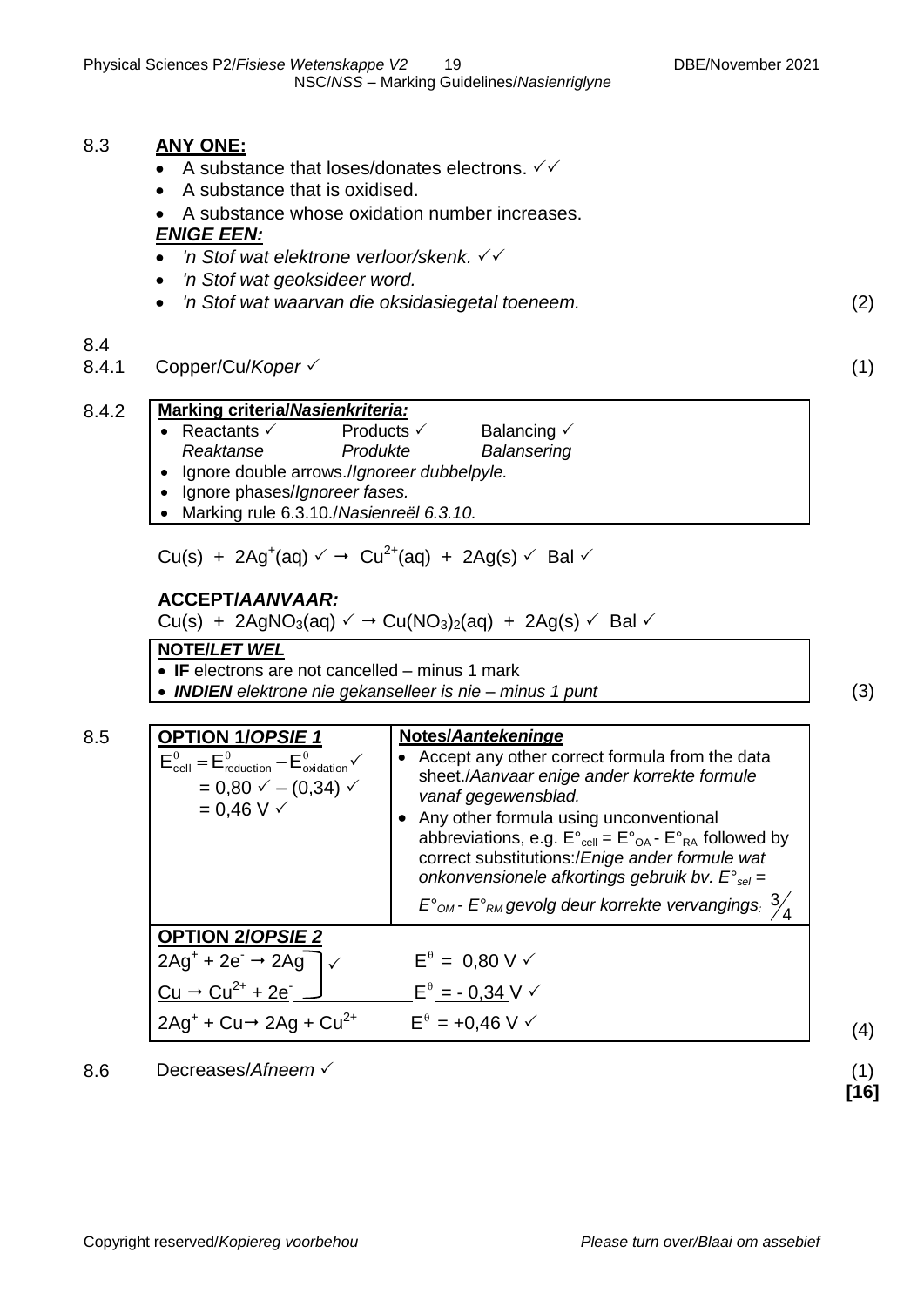**8.3** **ANY ONE:**

- A substance that loses/donates electrons. ✓✓
- A substance that is oxidised.
- A substance whose oxidation number increases.

***ENIGE EEN:***

- *'n Stof wat elektrone verloor/skenk.* ✓✓
- *'n Stof wat geoksideer word.*
- *'n Stof wat waarvan die oksidasiegetal toeneem.* (2)

**8.4**

**8.4.1** Copper/Cu/*Koper* ✓ (1)

**8.4.2**

| **Marking criteria/*Nasienkriteria:*** |
|---|
| • Reactants ✓ *Reaktanse* &nbsp;&nbsp; Products ✓ *Produkte* &nbsp;&nbsp; Balancing ✓ *Balansering* <br> • Ignore double arrows./*Ignoreer dubbelpyle.* <br> • Ignore phases/*Ignoreer fases.* <br> • Marking rule 6.3.10./*Nasienreël 6.3.10.* |

$Cu(s) + 2Ag^{+}(aq)$ ✓ $\rightarrow Cu^{2+}(aq) + 2Ag(s)$ ✓ Bal ✓

**ACCEPT/*AANVAAR:***

$Cu(s) + 2AgNO_3(aq)$ ✓ $\rightarrow Cu(NO_3)_2(aq) + 2Ag(s)$ ✓ Bal ✓

| **NOTE/*LET WEL*** |
|---|
| • **IF** electrons are not cancelled – minus 1 mark <br> • ***INDIEN*** *elektrone nie gekanselleer is nie – minus 1 punt* |

(3)

**8.5**

| **OPTION 1/*OPSIE 1*** | **Notes/*Aantekeninge*** |
|---|---|
| $E^{\theta}_{cell} = E^{\theta}_{reduction} - E^{\theta}_{oxidation}$ ✓ <br> $= 0{,}80$ ✓ $- (0{,}34)$ ✓ <br> $= 0{,}46$ V ✓ | • Accept any other correct formula from the data sheet./*Aanvaar enige ander korrekte formule vanaf gegewensblad.* <br> • Any other formula using unconventional abbreviations, e.g. $E°_{cell} = E°_{OA} - E°_{RA}$ followed by correct substitutions:/*Enige ander formule wat onkonvensionele afkortings gebruik bv.* $E°_{sel} = E°_{OM} - E°_{RM}$ *gevolg deur korrekte vervangings:* $\frac{3}{4}$ |
| **OPTION 2/*OPSIE 2*** | |
| $2Ag^{+} + 2e^{-} \rightarrow 2Ag$ <br> $Cu \rightarrow Cu^{2+} + 2e^{-}$ ✓ <br> $2Ag^{+} + Cu \rightarrow 2Ag + Cu^{2+}$ | $E^{\theta} = 0{,}80$ V ✓ <br> $E^{\theta} = -0{,}34$ V ✓ <br> $E^{\theta} = +0{,}46$ V ✓ |

(4)

**8.6** Decreases/*Afneem* ✓ (1)

**[16]**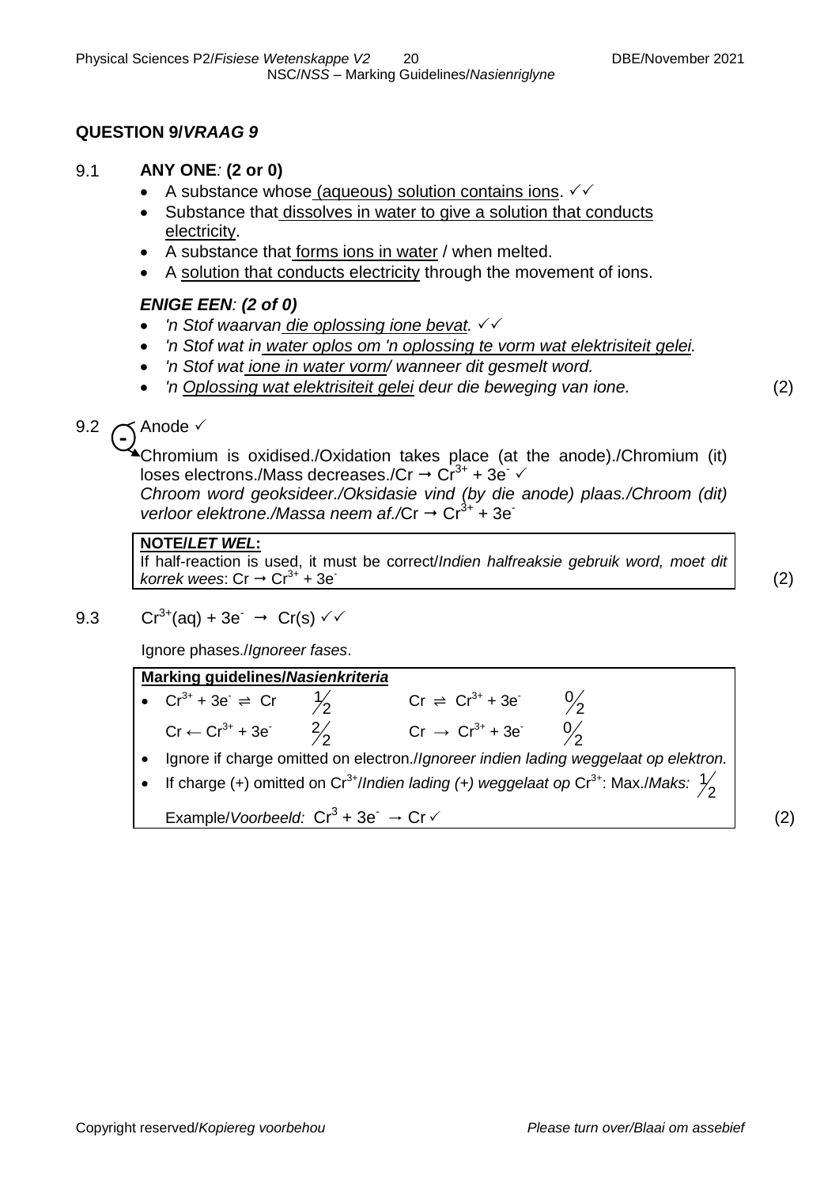## QUESTION 9/*VRAAG 9*

9.1 **ANY ONE*:* (2 or 0)**

- A substance whose (aqueous) solution contains ions. ✓✓
- Substance that dissolves in water to give a solution that conducts electricity.
- A substance that forms ions in water / when melted.
- A solution that conducts electricity through the movement of ions.

***ENIGE EEN: (2 of 0)***

- *'n Stof waarvan die oplossing ione bevat.* ✓✓
- *'n Stof wat in water oplos om 'n oplossing te vorm wat elektrisiteit gelei.*
- *'n Stof wat ione in water vorm/ wanneer dit gesmelt word.*
- *'n Oplossing wat elektrisiteit gelei deur die beweging van ione.* (2)

9.2 Anode ✓

Chromium is oxidised./Oxidation takes place (at the anode)./Chromium (it) loses electrons./Mass decreases./$Cr \rightarrow Cr^{3+} + 3e^-$ ✓
*Chroom word geoksideer./Oksidasie vind (by die anode) plaas./Chroom (dit) verloor elektrone./Massa neem af./*$Cr \rightarrow Cr^{3+} + 3e^-$

**NOTE/*LET WEL*:**
If half-reaction is used, it must be correct/*Indien halfreaksie gebruik word, moet dit korrek wees*: $Cr \rightarrow Cr^{3+} + 3e^-$ (2)

9.3 $Cr^{3+}(aq) + 3e^- \rightarrow Cr(s)$ ✓✓

Ignore phases./*Ignoreer fases*.

**Marking guidelines/*Nasienkriteria***

- $Cr^{3+} + 3e^- \rightleftharpoons Cr$ $\frac{1}{2}$ $Cr \rightleftharpoons Cr^{3+} + 3e^-$ $\frac{0}{2}$
  $Cr \leftarrow Cr^{3+} + 3e^-$ $\frac{2}{2}$ $Cr \rightarrow Cr^{3+} + 3e^-$ $\frac{0}{2}$
- Ignore if charge omitted on electron./*Ignoreer indien lading weggelaat op elektron.*
- If charge (+) omitted on $Cr^{3+}$/*Indien lading (+) weggelaat op* $Cr^{3+}$: Max./*Maks:* $\frac{1}{2}$
  Example/*Voorbeeld:* $Cr^3 + 3e^- \rightarrow Cr$ ✓ (2)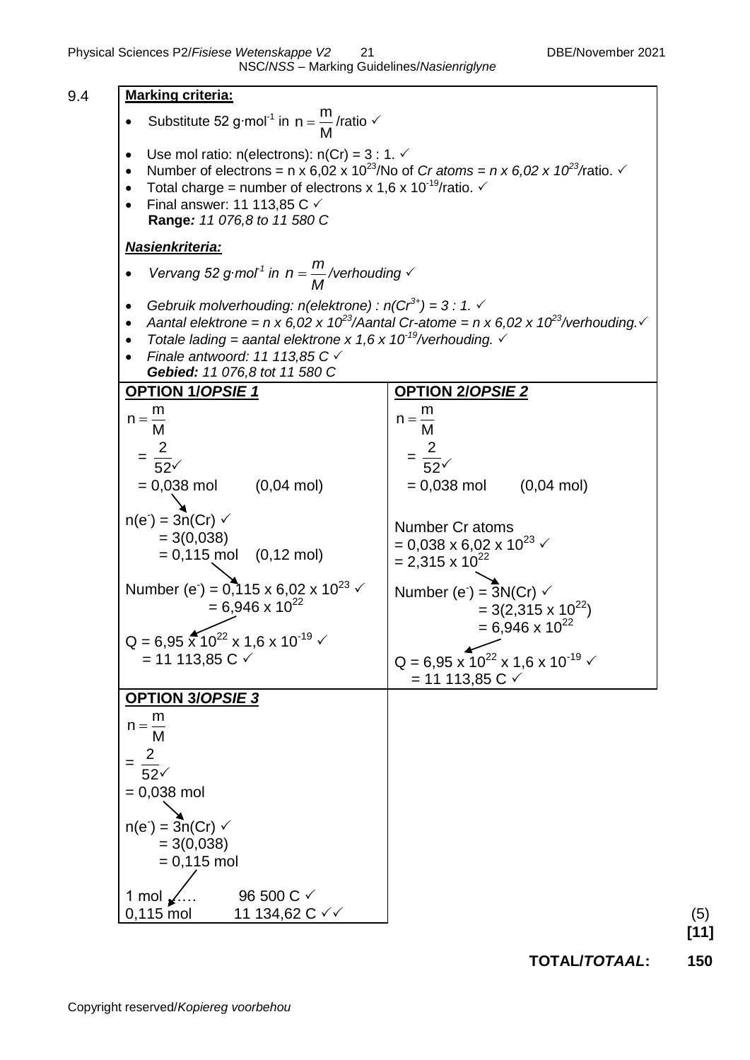9.4

**Marking criteria:**

- Substitute 52 g·mol$^{-1}$ in $n = \frac{m}{M}$ /ratio ✓
- Use mol ratio: n(electrons): n(Cr) = 3 : 1. ✓
- Number of electrons = n x 6,02 x $10^{23}$/No of *Cr atoms = n x 6,02 x $10^{23}$*/ratio. ✓
- Total charge = number of electrons x 1,6 x $10^{-19}$/ratio. ✓
- Final answer: 11 113,85 C ✓
  **Range***: 11 076,8 to 11 580 C*

***Nasienkriteria:***

- *Vervang 52 g·mol$^{-1}$ in $n = \frac{m}{M}$ /verhouding* ✓
- *Gebruik molverhouding: n(elektrone) : n($Cr^{3+}$) = 3 : 1.* ✓
- *Aantal elektrone = n x 6,02 x $10^{23}$/Aantal Cr-atome = n x 6,02 x $10^{23}$/verhouding.* ✓
- *Totale lading = aantal elektrone x 1,6 x $10^{-19}$/verhouding.* ✓
- *Finale antwoord: 11 113,85 C* ✓
  ***Gebied: 11 076,8 tot 11 580 C***

**OPTION 1/*OPSIE 1***

$n = \frac{m}{M}$

$= \frac{2}{52}$ ✓

= 0,038 mol (0,04 mol)

n($e^-$) = 3n(Cr) ✓
= 3(0,038)
= 0,115 mol (0,12 mol)

Number ($e^-$) = 0,115 x 6,02 x $10^{23}$ ✓
= 6,946 x $10^{22}$

Q = 6,95 x $10^{22}$ x 1,6 x $10^{-19}$ ✓
= 11 113,85 C ✓

**OPTION 2/*OPSIE 2***

$n = \frac{m}{M}$

$= \frac{2}{52}$ ✓

= 0,038 mol (0,04 mol)

Number Cr atoms
= 0,038 x 6,02 x $10^{23}$ ✓
= 2,315 x $10^{22}$

Number ($e^-$) = 3N(Cr) ✓
= 3(2,315 x $10^{22}$)
= 6,946 x $10^{22}$

Q = 6,95 x $10^{22}$ x 1,6 x $10^{-19}$ ✓
= 11 113,85 C ✓

**OPTION 3/*OPSIE 3***

$n = \frac{m}{M}$

$= \frac{2}{52}$ ✓

= 0,038 mol

n($e^-$) = 3n(Cr) ✓
= 3(0,038)
= 0,115 mol

1 mol ....... 96 500 C ✓
0,115 mol 11 134,62 C ✓✓

(5)
**[11]**

**TOTAL/*TOTAAL*: 150**